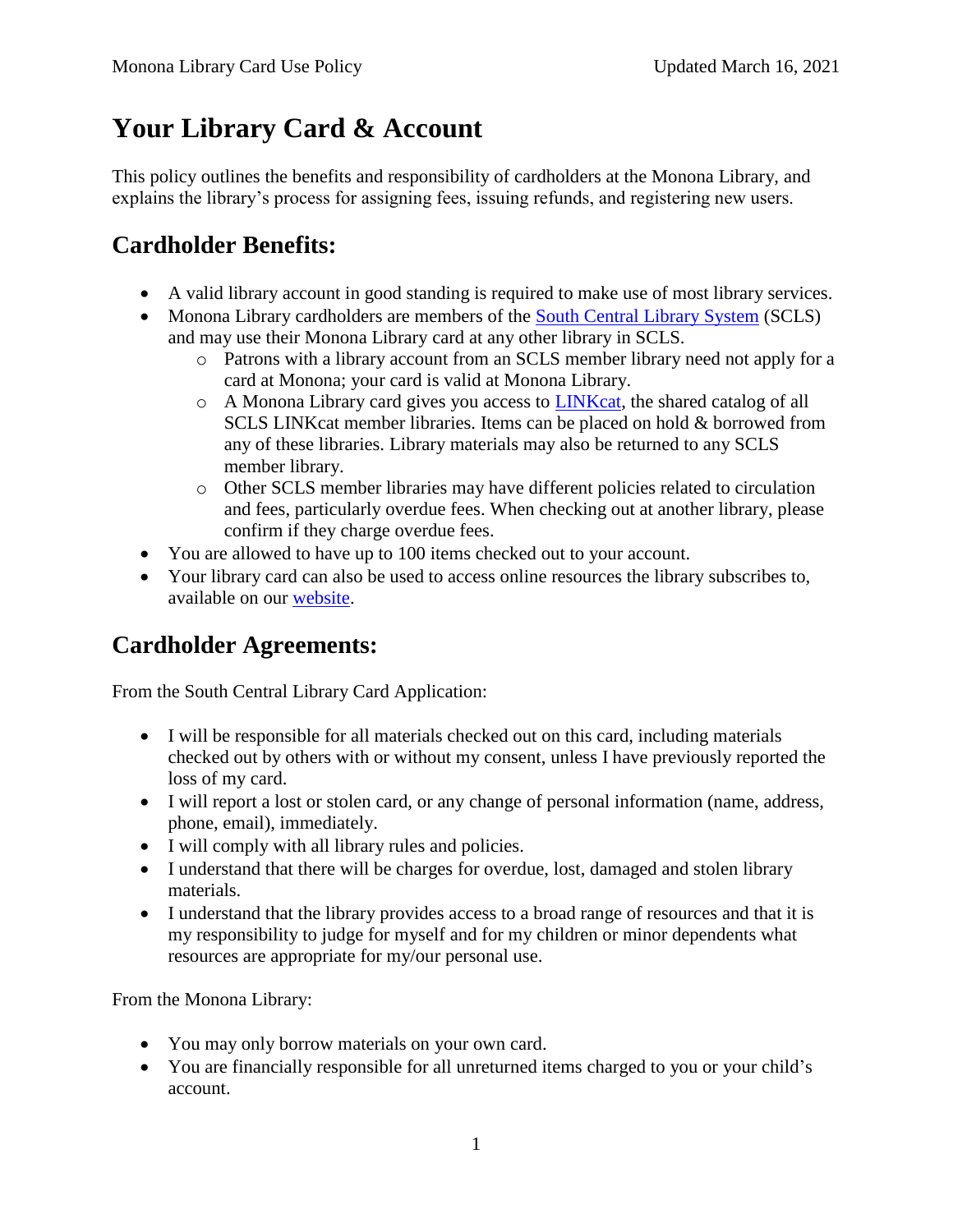# Your Library Card & Account

This policy outlines the benefits and responsibility of cardholders at the Monona Library, and explains the library's process for assigning fees, issuing refunds, and registering new users.

## Cardholder Benefits:

- A valid library account in good standing is required to make use of most library services.
- Monona Library cardholders are members of the South Central Library System (SCLS) and may use their Monona Library card at any other library in SCLS.
    - Patrons with a library account from an SCLS member library need not apply for a card at Monona; your card is valid at Monona Library.
    - A Monona Library card gives you access to LINKcat, the shared catalog of all SCLS LINKcat member libraries. Items can be placed on hold & borrowed from any of these libraries. Library materials may also be returned to any SCLS member library.
    - Other SCLS member libraries may have different policies related to circulation and fees, particularly overdue fees. When checking out at another library, please confirm if they charge overdue fees.
- You are allowed to have up to 100 items checked out to your account.
- Your library card can also be used to access online resources the library subscribes to, available on our website.

## Cardholder Agreements:

From the South Central Library Card Application:

- I will be responsible for all materials checked out on this card, including materials checked out by others with or without my consent, unless I have previously reported the loss of my card.
- I will report a lost or stolen card, or any change of personal information (name, address, phone, email), immediately.
- I will comply with all library rules and policies.
- I understand that there will be charges for overdue, lost, damaged and stolen library materials.
- I understand that the library provides access to a broad range of resources and that it is my responsibility to judge for myself and for my children or minor dependents what resources are appropriate for my/our personal use.

From the Monona Library:

- You may only borrow materials on your own card.
- You are financially responsible for all unreturned items charged to you or your child's account.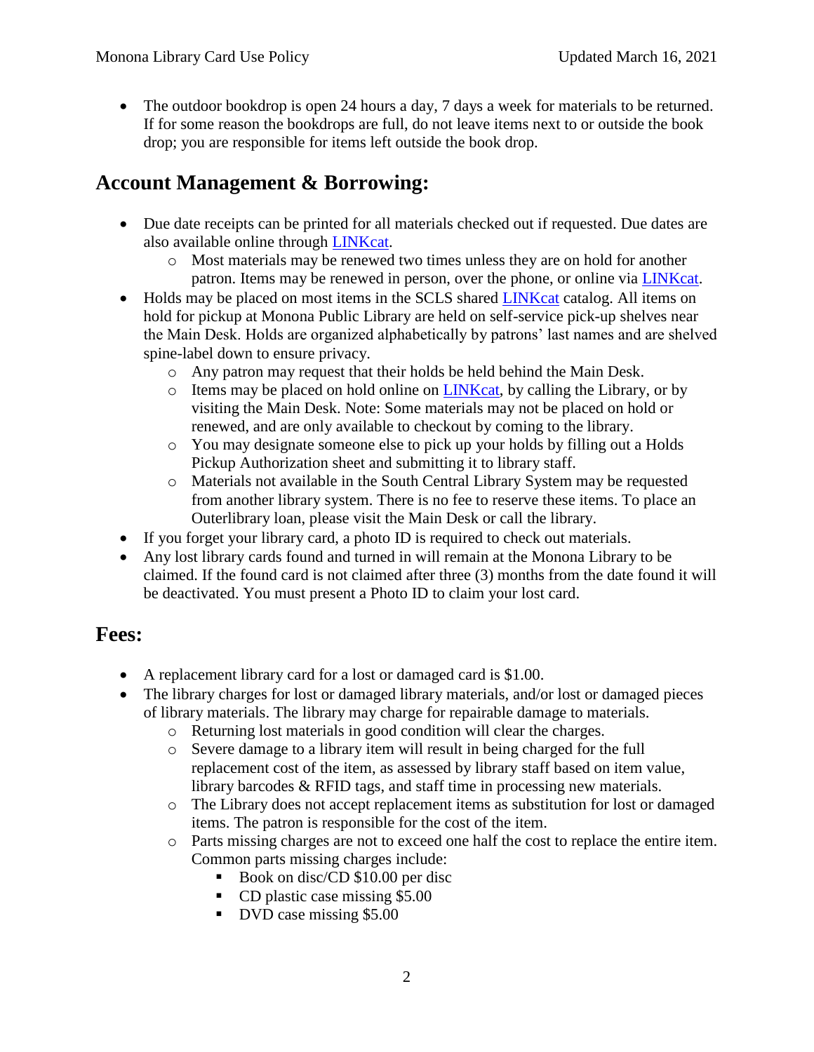- The outdoor bookdrop is open 24 hours a day, 7 days a week for materials to be returned. If for some reason the bookdrops are full, do not leave items next to or outside the book drop; you are responsible for items left outside the book drop.

## Account Management & Borrowing:

- Due date receipts can be printed for all materials checked out if requested. Due dates are also available online through LINKcat.
    - Most materials may be renewed two times unless they are on hold for another patron. Items may be renewed in person, over the phone, or online via LINKcat.
- Holds may be placed on most items in the SCLS shared LINKcat catalog. All items on hold for pickup at Monona Public Library are held on self-service pick-up shelves near the Main Desk. Holds are organized alphabetically by patrons' last names and are shelved spine-label down to ensure privacy.
    - Any patron may request that their holds be held behind the Main Desk.
    - Items may be placed on hold online on LINKcat, by calling the Library, or by visiting the Main Desk. Note: Some materials may not be placed on hold or renewed, and are only available to checkout by coming to the library.
    - You may designate someone else to pick up your holds by filling out a Holds Pickup Authorization sheet and submitting it to library staff.
    - Materials not available in the South Central Library System may be requested from another library system. There is no fee to reserve these items. To place an Outerlibrary loan, please visit the Main Desk or call the library.
- If you forget your library card, a photo ID is required to check out materials.
- Any lost library cards found and turned in will remain at the Monona Library to be claimed. If the found card is not claimed after three (3) months from the date found it will be deactivated. You must present a Photo ID to claim your lost card.

## Fees:

- A replacement library card for a lost or damaged card is $1.00.
- The library charges for lost or damaged library materials, and/or lost or damaged pieces of library materials. The library may charge for repairable damage to materials.
    - Returning lost materials in good condition will clear the charges.
    - Severe damage to a library item will result in being charged for the full replacement cost of the item, as assessed by library staff based on item value, library barcodes & RFID tags, and staff time in processing new materials.
    - The Library does not accept replacement items as substitution for lost or damaged items. The patron is responsible for the cost of the item.
    - Parts missing charges are not to exceed one half the cost to replace the entire item. Common parts missing charges include:
        - Book on disc/CD $10.00 per disc
        - CD plastic case missing $5.00
        - DVD case missing $5.00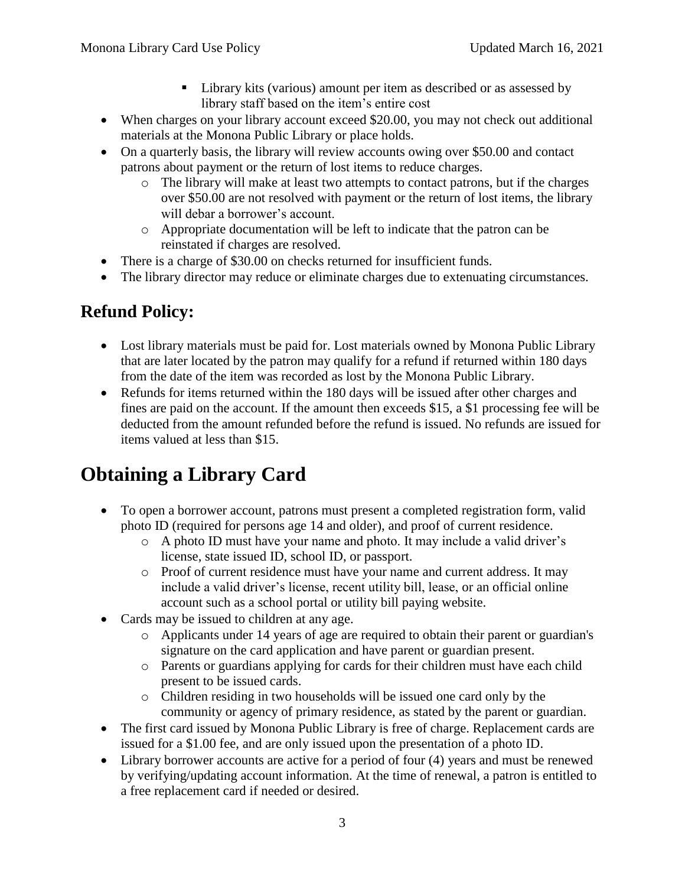- Library kits (various) amount per item as described or as assessed by library staff based on the item's entire cost
- When charges on your library account exceed $20.00, you may not check out additional materials at the Monona Public Library or place holds.
- On a quarterly basis, the library will review accounts owing over $50.00 and contact patrons about payment or the return of lost items to reduce charges.
    - The library will make at least two attempts to contact patrons, but if the charges over $50.00 are not resolved with payment or the return of lost items, the library will debar a borrower's account.
    - Appropriate documentation will be left to indicate that the patron can be reinstated if charges are resolved.
- There is a charge of $30.00 on checks returned for insufficient funds.
- The library director may reduce or eliminate charges due to extenuating circumstances.

## Refund Policy:

- Lost library materials must be paid for. Lost materials owned by Monona Public Library that are later located by the patron may qualify for a refund if returned within 180 days from the date of the item was recorded as lost by the Monona Public Library.
- Refunds for items returned within the 180 days will be issued after other charges and fines are paid on the account. If the amount then exceeds $15, a $1 processing fee will be deducted from the amount refunded before the refund is issued. No refunds are issued for items valued at less than $15.

# Obtaining a Library Card

- To open a borrower account, patrons must present a completed registration form, valid photo ID (required for persons age 14 and older), and proof of current residence.
    - A photo ID must have your name and photo. It may include a valid driver's license, state issued ID, school ID, or passport.
    - Proof of current residence must have your name and current address. It may include a valid driver's license, recent utility bill, lease, or an official online account such as a school portal or utility bill paying website.
- Cards may be issued to children at any age.
    - Applicants under 14 years of age are required to obtain their parent or guardian's signature on the card application and have parent or guardian present.
    - Parents or guardians applying for cards for their children must have each child present to be issued cards.
    - Children residing in two households will be issued one card only by the community or agency of primary residence, as stated by the parent or guardian.
- The first card issued by Monona Public Library is free of charge. Replacement cards are issued for a $1.00 fee, and are only issued upon the presentation of a photo ID.
- Library borrower accounts are active for a period of four (4) years and must be renewed by verifying/updating account information. At the time of renewal, a patron is entitled to a free replacement card if needed or desired.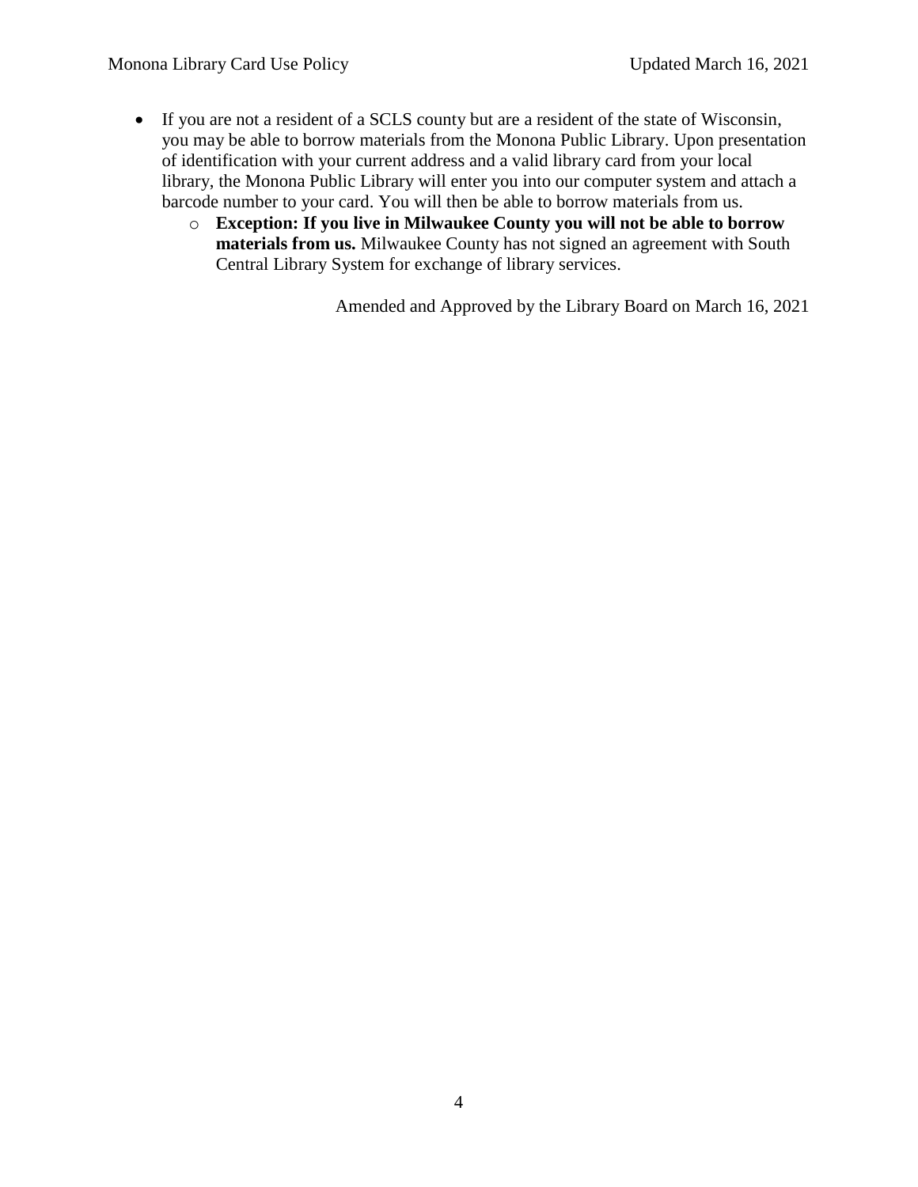- If you are not a resident of a SCLS county but are a resident of the state of Wisconsin, you may be able to borrow materials from the Monona Public Library. Upon presentation of identification with your current address and a valid library card from your local library, the Monona Public Library will enter you into our computer system and attach a barcode number to your card. You will then be able to borrow materials from us.
    - **Exception: If you live in Milwaukee County you will not be able to borrow materials from us.** Milwaukee County has not signed an agreement with South Central Library System for exchange of library services.

Amended and Approved by the Library Board on March 16, 2021